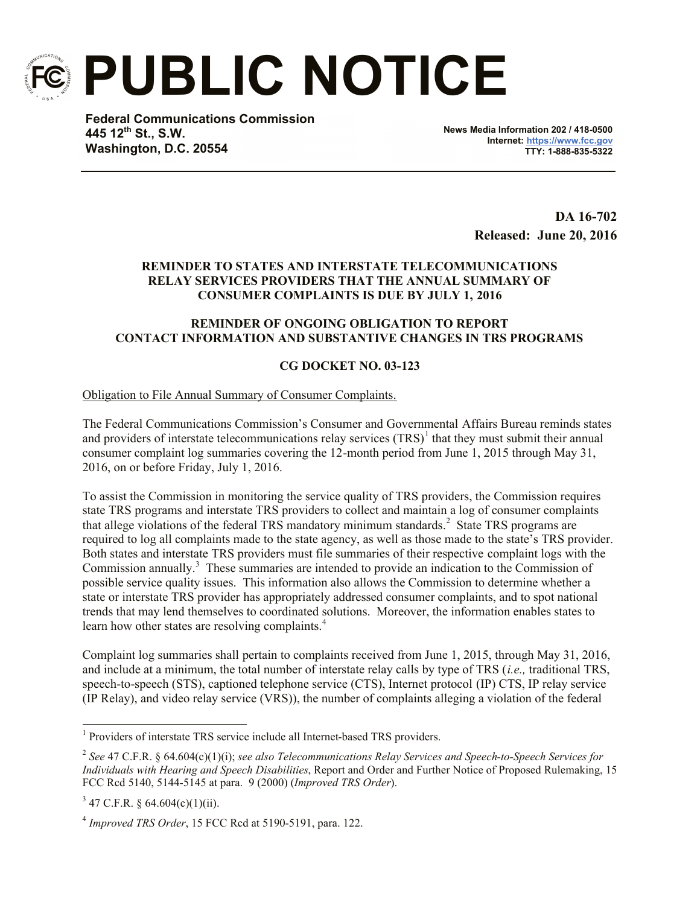# PUBLIC NOTICE

**Federal Communications Commission**
**445 12th St., S.W.**
**Washington, D.C. 20554**

**News Media Information 202 / 418-0500**
**Internet: https://www.fcc.gov**
**TTY: 1-888-835-5322**

**DA 16-702**
**Released: June 20, 2016**

**REMINDER TO STATES AND INTERSTATE TELECOMMUNICATIONS RELAY SERVICES PROVIDERS THAT THE ANNUAL SUMMARY OF CONSUMER COMPLAINTS IS DUE BY JULY 1, 2016**

**REMINDER OF ONGOING OBLIGATION TO REPORT CONTACT INFORMATION AND SUBSTANTIVE CHANGES IN TRS PROGRAMS**

**CG DOCKET NO. 03-123**

Obligation to File Annual Summary of Consumer Complaints.

The Federal Communications Commission's Consumer and Governmental Affairs Bureau reminds states and providers of interstate telecommunications relay services (TRS)[1] that they must submit their annual consumer complaint log summaries covering the 12-month period from June 1, 2015 through May 31, 2016, on or before Friday, July 1, 2016.

To assist the Commission in monitoring the service quality of TRS providers, the Commission requires state TRS programs and interstate TRS providers to collect and maintain a log of consumer complaints that allege violations of the federal TRS mandatory minimum standards.[2] State TRS programs are required to log all complaints made to the state agency, as well as those made to the state's TRS provider. Both states and interstate TRS providers must file summaries of their respective complaint logs with the Commission annually.[3] These summaries are intended to provide an indication to the Commission of possible service quality issues. This information also allows the Commission to determine whether a state or interstate TRS provider has appropriately addressed consumer complaints, and to spot national trends that may lend themselves to coordinated solutions. Moreover, the information enables states to learn how other states are resolving complaints.[4]

Complaint log summaries shall pertain to complaints received from June 1, 2015, through May 31, 2016, and include at a minimum, the total number of interstate relay calls by type of TRS (*i.e.,* traditional TRS, speech-to-speech (STS), captioned telephone service (CTS), Internet protocol (IP) CTS, IP relay service (IP Relay), and video relay service (VRS)), the number of complaints alleging a violation of the federal

---

[1] Providers of interstate TRS service include all Internet-based TRS providers.

[2] *See* 47 C.F.R. § 64.604(c)(1)(i); *see also Telecommunications Relay Services and Speech-to-Speech Services for Individuals with Hearing and Speech Disabilities*, Report and Order and Further Notice of Proposed Rulemaking, 15 FCC Rcd 5140, 5144-5145 at para. 9 (2000) (*Improved TRS Order*).

[3] 47 C.F.R. § 64.604(c)(1)(ii).

[4] *Improved TRS Order*, 15 FCC Rcd at 5190-5191, para. 122.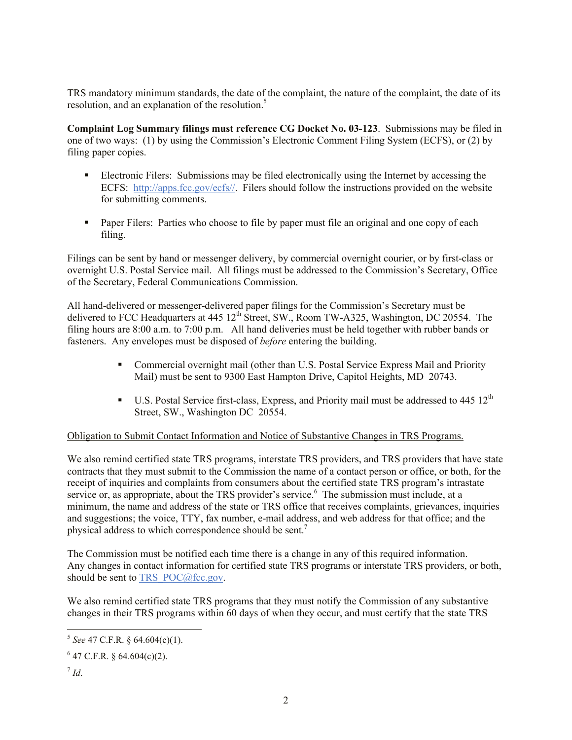TRS mandatory minimum standards, the date of the complaint, the nature of the complaint, the date of its resolution, and an explanation of the resolution.[5]

**Complaint Log Summary filings must reference CG Docket No. 03-123**. Submissions may be filed in one of two ways: (1) by using the Commission's Electronic Comment Filing System (ECFS), or (2) by filing paper copies.

- Electronic Filers: Submissions may be filed electronically using the Internet by accessing the ECFS: http://apps.fcc.gov/ecfs//. Filers should follow the instructions provided on the website for submitting comments.

- Paper Filers: Parties who choose to file by paper must file an original and one copy of each filing.

Filings can be sent by hand or messenger delivery, by commercial overnight courier, or by first-class or overnight U.S. Postal Service mail. All filings must be addressed to the Commission's Secretary, Office of the Secretary, Federal Communications Commission.

All hand-delivered or messenger-delivered paper filings for the Commission's Secretary must be delivered to FCC Headquarters at 445 12th Street, SW., Room TW-A325, Washington, DC 20554. The filing hours are 8:00 a.m. to 7:00 p.m. All hand deliveries must be held together with rubber bands or fasteners. Any envelopes must be disposed of *before* entering the building.

- Commercial overnight mail (other than U.S. Postal Service Express Mail and Priority Mail) must be sent to 9300 East Hampton Drive, Capitol Heights, MD 20743.

- U.S. Postal Service first-class, Express, and Priority mail must be addressed to 445 12th Street, SW., Washington DC 20554.

Obligation to Submit Contact Information and Notice of Substantive Changes in TRS Programs.

We also remind certified state TRS programs, interstate TRS providers, and TRS providers that have state contracts that they must submit to the Commission the name of a contact person or office, or both, for the receipt of inquiries and complaints from consumers about the certified state TRS program's intrastate service or, as appropriate, about the TRS provider's service.[6] The submission must include, at a minimum, the name and address of the state or TRS office that receives complaints, grievances, inquiries and suggestions; the voice, TTY, fax number, e-mail address, and web address for that office; and the physical address to which correspondence should be sent.[7]

The Commission must be notified each time there is a change in any of this required information. Any changes in contact information for certified state TRS programs or interstate TRS providers, or both, should be sent to TRS_POC@fcc.gov.

We also remind certified state TRS programs that they must notify the Commission of any substantive changes in their TRS programs within 60 days of when they occur, and must certify that the state TRS

---

[5] *See* 47 C.F.R. § 64.604(c)(1).

[6] 47 C.F.R. § 64.604(c)(2).

[7] *Id*.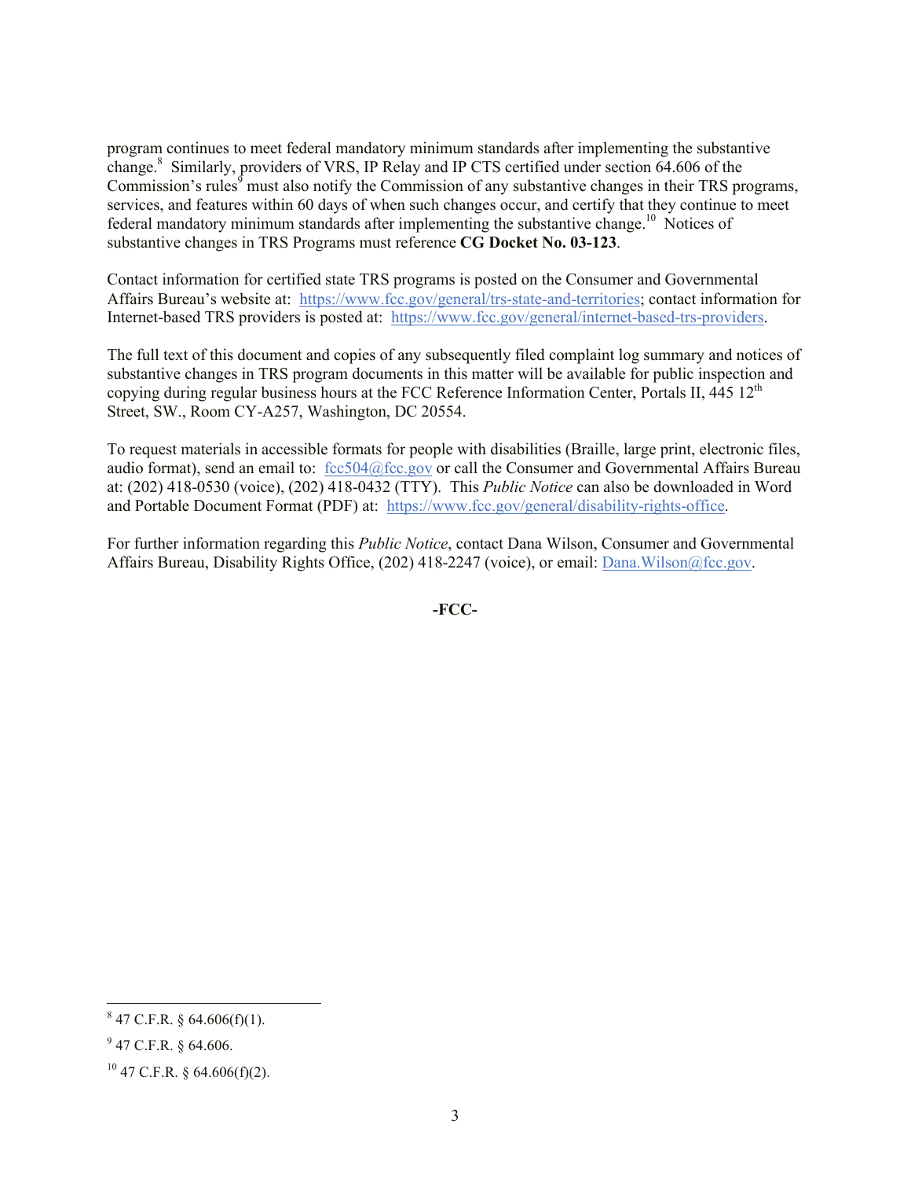program continues to meet federal mandatory minimum standards after implementing the substantive change.[8] Similarly, providers of VRS, IP Relay and IP CTS certified under section 64.606 of the Commission's rules[9] must also notify the Commission of any substantive changes in their TRS programs, services, and features within 60 days of when such changes occur, and certify that they continue to meet federal mandatory minimum standards after implementing the substantive change.[10] Notices of substantive changes in TRS Programs must reference **CG Docket No. 03-123**.

Contact information for certified state TRS programs is posted on the Consumer and Governmental Affairs Bureau's website at: https://www.fcc.gov/general/trs-state-and-territories; contact information for Internet-based TRS providers is posted at: https://www.fcc.gov/general/internet-based-trs-providers.

The full text of this document and copies of any subsequently filed complaint log summary and notices of substantive changes in TRS program documents in this matter will be available for public inspection and copying during regular business hours at the FCC Reference Information Center, Portals II, 445 12th Street, SW., Room CY-A257, Washington, DC 20554.

To request materials in accessible formats for people with disabilities (Braille, large print, electronic files, audio format), send an email to: fcc504@fcc.gov or call the Consumer and Governmental Affairs Bureau at: (202) 418-0530 (voice), (202) 418-0432 (TTY). This *Public Notice* can also be downloaded in Word and Portable Document Format (PDF) at: https://www.fcc.gov/general/disability-rights-office.

For further information regarding this *Public Notice*, contact Dana Wilson, Consumer and Governmental Affairs Bureau, Disability Rights Office, (202) 418-2247 (voice), or email: Dana.Wilson@fcc.gov.

**-FCC-**

---

[8] 47 C.F.R. § 64.606(f)(1).

[9] 47 C.F.R. § 64.606.

[10] 47 C.F.R. § 64.606(f)(2).